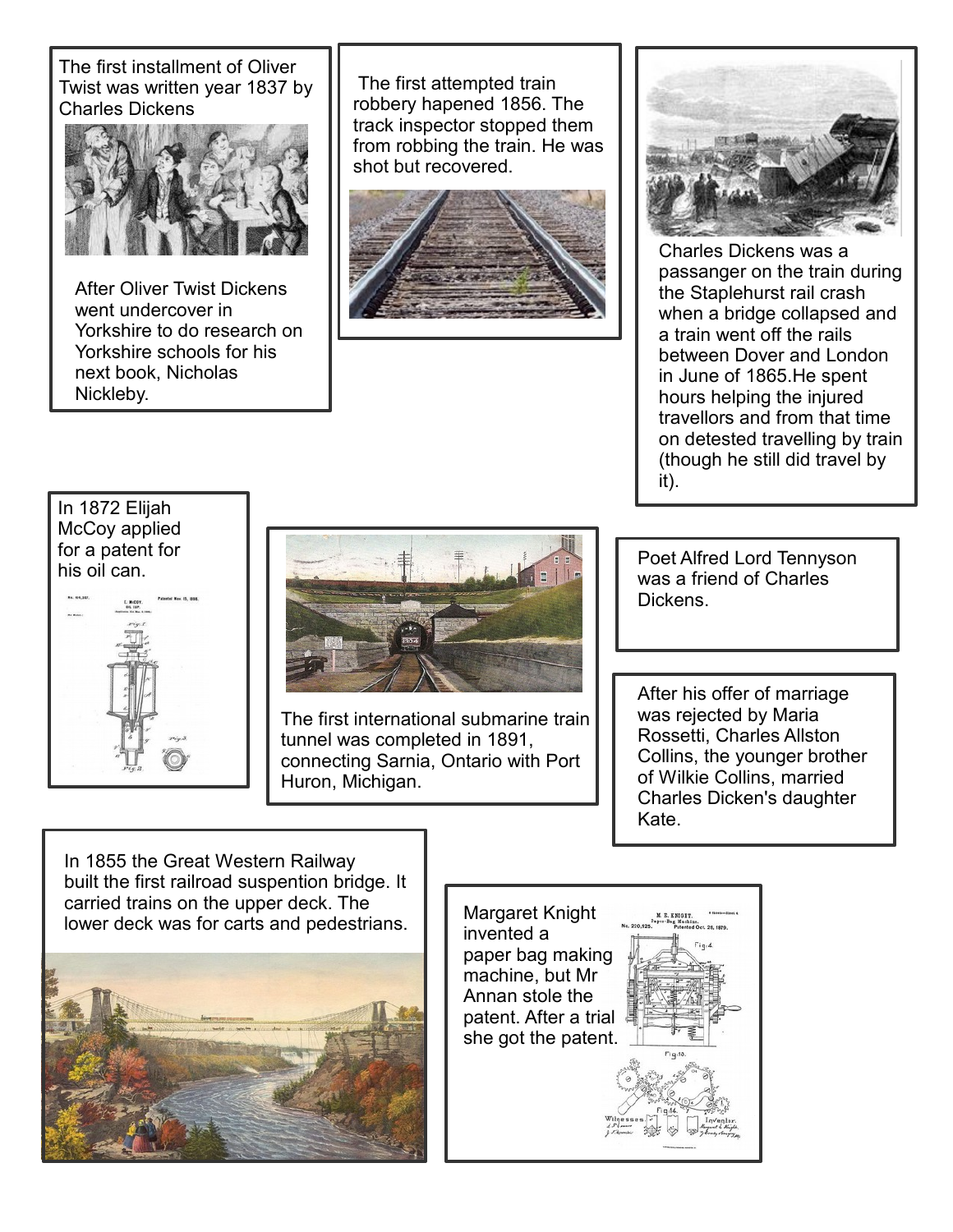The first installment of Oliver Twist was written year 1837 by Charles Dickens

After Oliver Twist Dickens went undercover in Yorkshire to do research on Yorkshire schools for his next book, Nicholas Nickleby.

The first attempted train robbery hapened 1856. The track inspector stopped them from robbing the train. He was shot but recovered.

Charles Dickens was a passanger on the train during the Staplehurst rail crash when a bridge collapsed and a train went off the rails between Dover and London in June of 1865.He spent hours helping the injured travellors and from that time on detested travelling by train (though he still did travel by it).

In 1872 Elijah McCoy applied for a patent for his oil can.

The first international submarine train tunnel was completed in 1891, connecting Sarnia, Ontario with Port Huron, Michigan.

Poet Alfred Lord Tennyson was a friend of Charles Dickens.

After his offer of marriage was rejected by Maria Rossetti, Charles Allston Collins, the younger brother of Wilkie Collins, married Charles Dicken's daughter Kate.

In 1855 the Great Western Railway built the first railroad suspention bridge. It carried trains on the upper deck. The lower deck was for carts and pedestrians.

Margaret Knight invented a paper bag making machine, but Mr Annan stole the patent. After a trial she got the patent.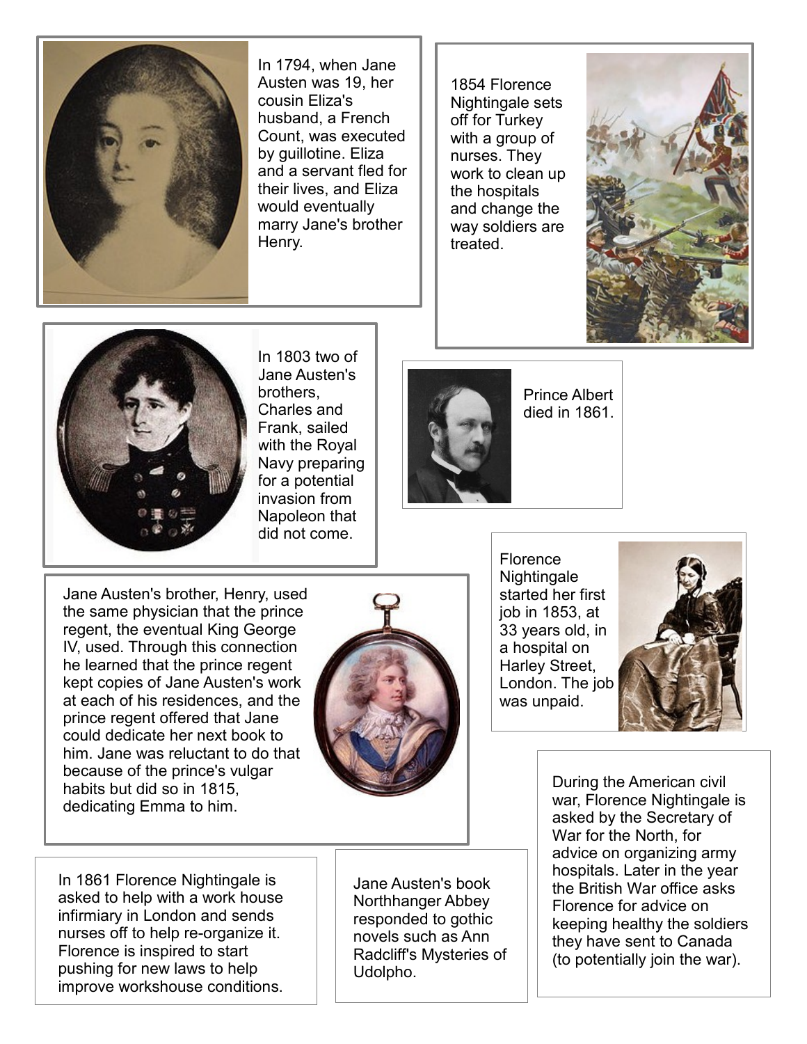In 1794, when Jane Austen was 19, her cousin Eliza's husband, a French Count, was executed by guillotine. Eliza and a servant fled for their lives, and Eliza would eventually marry Jane's brother Henry.

1854 Florence Nightingale sets off for Turkey with a group of nurses. They work to clean up the hospitals and change the way soldiers are treated.

In 1803 two of Jane Austen's brothers, Charles and Frank, sailed with the Royal Navy preparing for a potential invasion from Napoleon that did not come.

Prince Albert died in 1861.

Florence Nightingale started her first job in 1853, at 33 years old, in a hospital on Harley Street, London. The job was unpaid.

Jane Austen's brother, Henry, used the same physician that the prince regent, the eventual King George IV, used. Through this connection he learned that the prince regent kept copies of Jane Austen's work at each of his residences, and the prince regent offered that Jane could dedicate her next book to him. Jane was reluctant to do that because of the prince's vulgar habits but did so in 1815, dedicating Emma to him.

During the American civil war, Florence Nightingale is asked by the Secretary of War for the North, for advice on organizing army hospitals. Later in the year the British War office asks Florence for advice on keeping healthy the soldiers they have sent to Canada (to potentially join the war).

In 1861 Florence Nightingale is asked to help with a work house infirmiary in London and sends nurses off to help re-organize it. Florence is inspired to start pushing for new laws to help improve workshouse conditions.

Jane Austen's book Northhanger Abbey responded to gothic novels such as Ann Radcliff's Mysteries of Udolpho.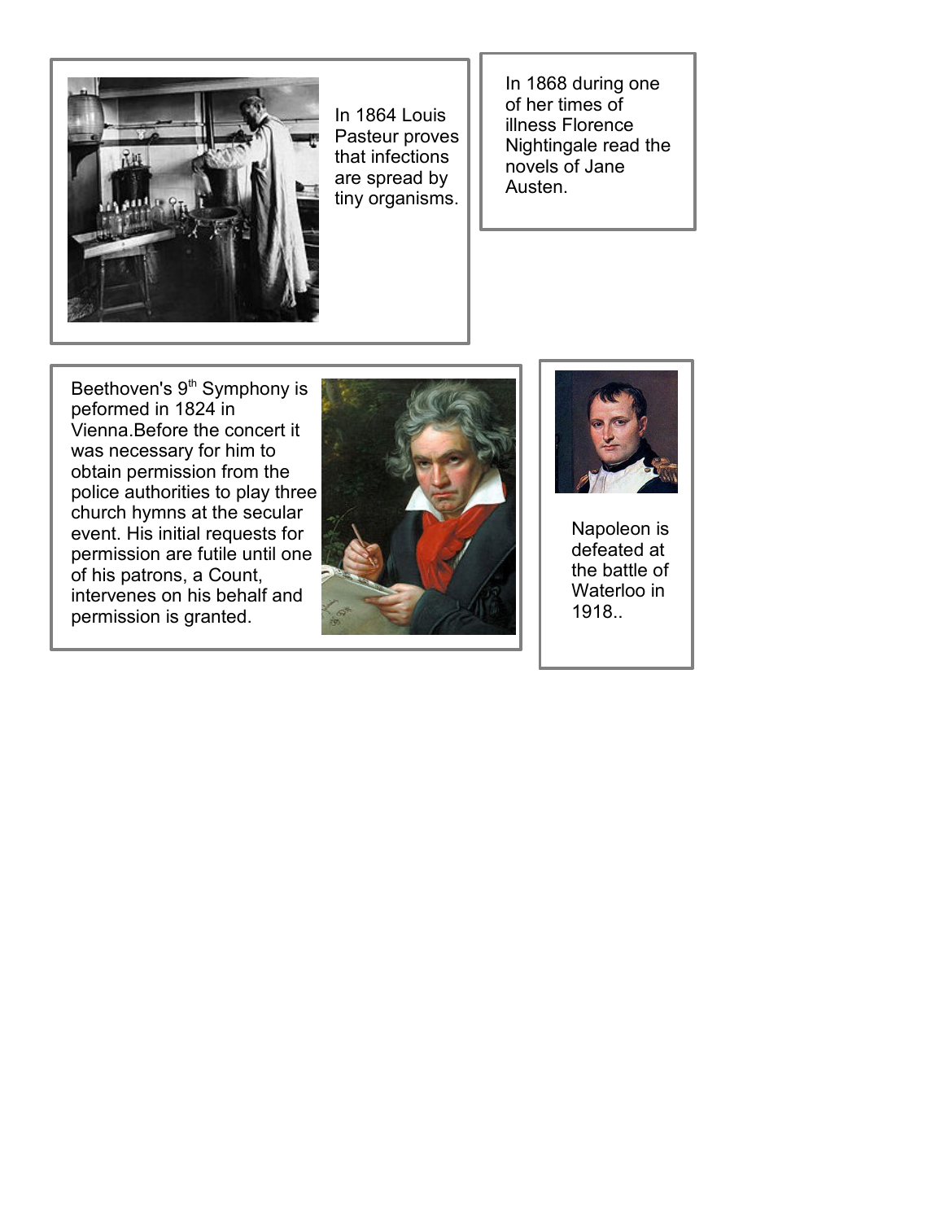In 1864 Louis Pasteur proves that infections are spread by tiny organisms.

In 1868 during one of her times of illness Florence Nightingale read the novels of Jane Austen.

Beethoven's 9th Symphony is peformed in 1824 in Vienna.Before the concert it was necessary for him to obtain permission from the police authorities to play three church hymns at the secular event. His initial requests for permission are futile until one of his patrons, a Count, intervenes on his behalf and permission is granted.

Napoleon is defeated at the battle of Waterloo in 1918..